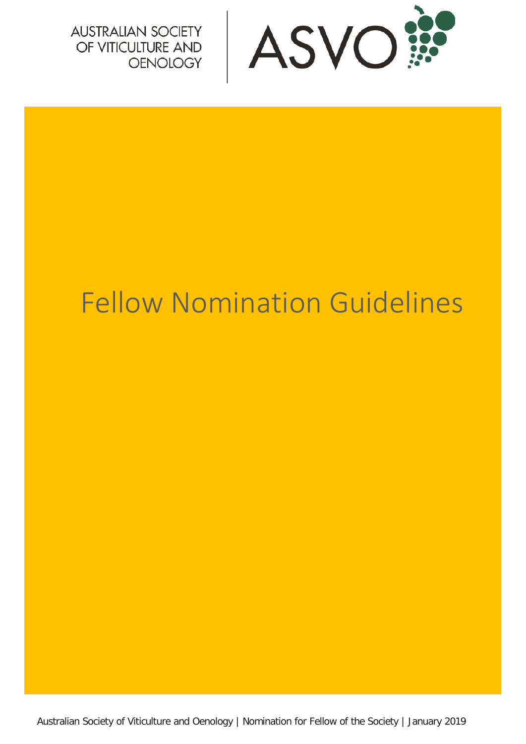AUSTRALIAN SOCIETY OF VITICULTURE AND OENOLOGY

ASVO

# Fellow Nomination Guidelines

Australian Society of Viticulture and Oenology | Nomination for Fellow of the Society | January 2019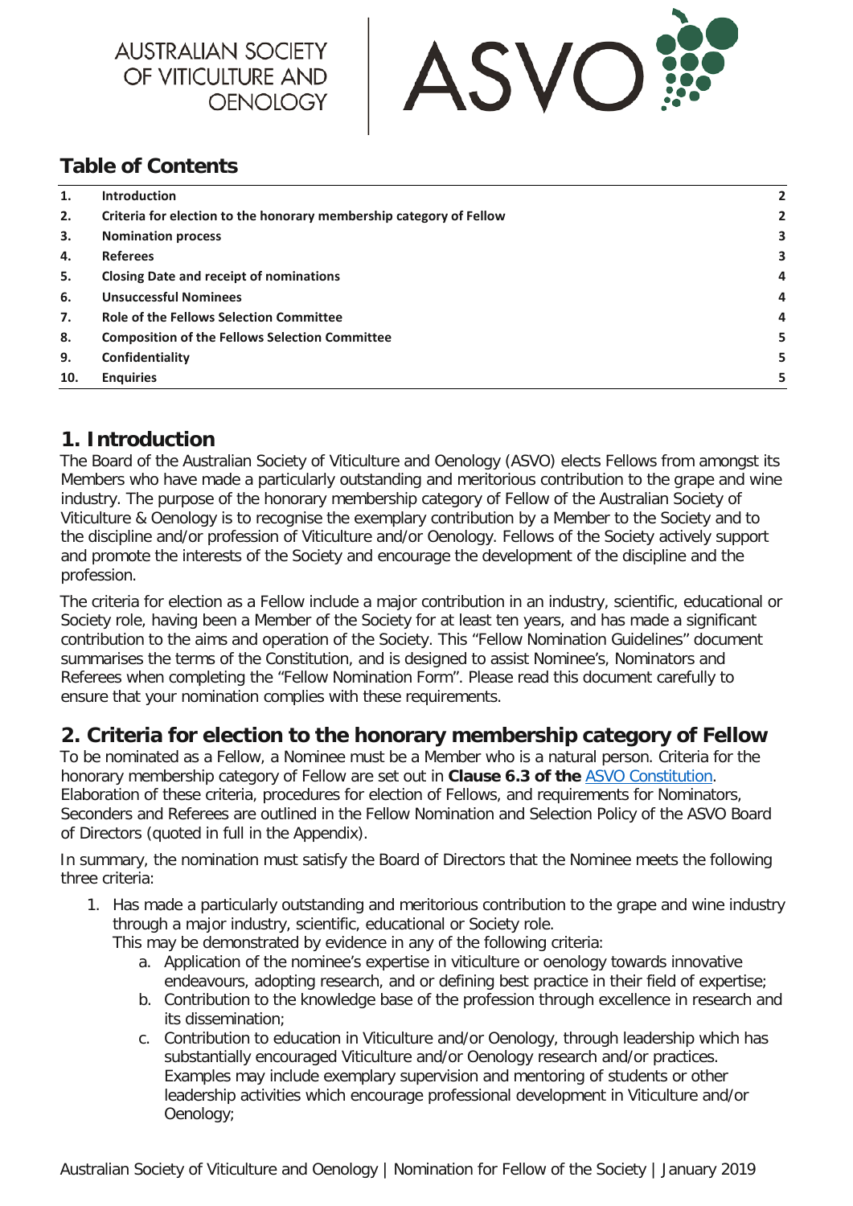AUSTRALIAN SOCIETY OF VITICULTURE AND OENOLOGY

ASVO

## Table of Contents

| | | |
|---|---|---|
| **1.** | **Introduction** | **2** |
| **2.** | **Criteria for election to the honorary membership category of Fellow** | **2** |
| **3.** | **Nomination process** | **3** |
| **4.** | **Referees** | **3** |
| **5.** | **Closing Date and receipt of nominations** | **4** |
| **6.** | **Unsuccessful Nominees** | **4** |
| **7.** | **Role of the Fellows Selection Committee** | **4** |
| **8.** | **Composition of the Fellows Selection Committee** | **5** |
| **9.** | **Confidentiality** | **5** |
| **10.** | **Enquiries** | **5** |

## 1. Introduction

The Board of the Australian Society of Viticulture and Oenology (ASVO) elects Fellows from amongst its Members who have made a particularly outstanding and meritorious contribution to the grape and wine industry. The purpose of the honorary membership category of Fellow of the Australian Society of Viticulture & Oenology is to recognise the exemplary contribution by a Member to the Society and to the discipline and/or profession of Viticulture and/or Oenology. Fellows of the Society actively support and promote the interests of the Society and encourage the development of the discipline and the profession.

The criteria for election as a Fellow include a major contribution in an industry, scientific, educational or Society role, having been a Member of the Society for at least ten years, and has made a significant contribution to the aims and operation of the Society. This "Fellow Nomination Guidelines" document summarises the terms of the Constitution, and is designed to assist Nominee's, Nominators and Referees when completing the "Fellow Nomination Form". Please read this document carefully to ensure that your nomination complies with these requirements.

## 2. Criteria for election to the honorary membership category of Fellow

To be nominated as a Fellow, a Nominee must be a Member who is a natural person. Criteria for the honorary membership category of Fellow are set out in **Clause 6.3 of the** ASVO Constitution. Elaboration of these criteria, procedures for election of Fellows, and requirements for Nominators, Seconders and Referees are outlined in the Fellow Nomination and Selection Policy of the ASVO Board of Directors (quoted in full in the Appendix).

In summary, the nomination must satisfy the Board of Directors that the Nominee meets the following three criteria:

1. Has made a particularly outstanding and meritorious contribution to the grape and wine industry through a major industry, scientific, educational or Society role.
   This may be demonstrated by evidence in any of the following criteria:
   a. Application of the nominee's expertise in viticulture or oenology towards innovative endeavours, adopting research, and or defining best practice in their field of expertise;
   b. Contribution to the knowledge base of the profession through excellence in research and its dissemination;
   c. Contribution to education in Viticulture and/or Oenology, through leadership which has substantially encouraged Viticulture and/or Oenology research and/or practices. Examples may include exemplary supervision and mentoring of students or other leadership activities which encourage professional development in Viticulture and/or Oenology;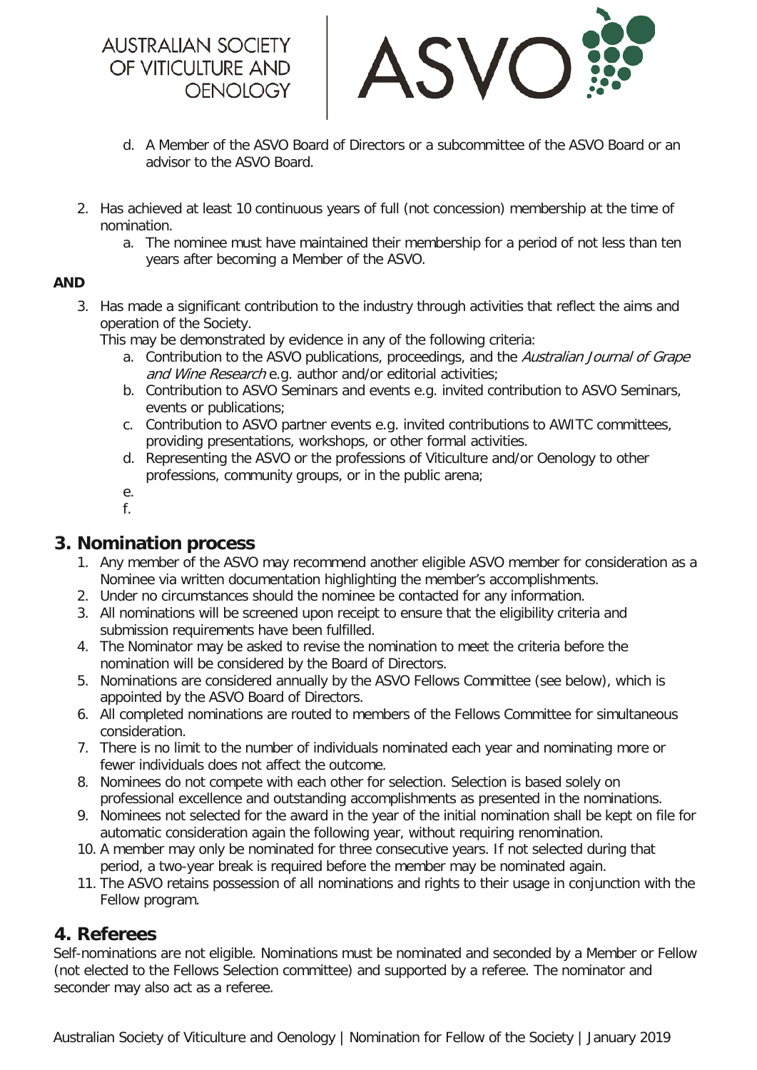d. A Member of the ASVO Board of Directors or a subcommittee of the ASVO Board or an advisor to the ASVO Board.

2. Has achieved at least 10 continuous years of full (not concession) membership at the time of nomination.
   a. The nominee must have maintained their membership for a period of not less than ten years after becoming a Member of the ASVO.

**AND**

3. Has made a significant contribution to the industry through activities that reflect the aims and operation of the Society.
   This may be demonstrated by evidence in any of the following criteria:
   a. Contribution to the ASVO publications, proceedings, and the *Australian Journal of Grape and Wine Research* e.g. author and/or editorial activities;
   b. Contribution to ASVO Seminars and events e.g. invited contribution to ASVO Seminars, events or publications;
   c. Contribution to ASVO partner events e.g. invited contributions to AWITC committees, providing presentations, workshops, or other formal activities.
   d. Representing the ASVO or the professions of Viticulture and/or Oenology to other professions, community groups, or in the public arena;
   e.
   f.

## 3. Nomination process

1. Any member of the ASVO may recommend another eligible ASVO member for consideration as a Nominee via written documentation highlighting the member's accomplishments.
2. Under no circumstances should the nominee be contacted for any information.
3. All nominations will be screened upon receipt to ensure that the eligibility criteria and submission requirements have been fulfilled.
4. The Nominator may be asked to revise the nomination to meet the criteria before the nomination will be considered by the Board of Directors.
5. Nominations are considered annually by the ASVO Fellows Committee (see below), which is appointed by the ASVO Board of Directors.
6. All completed nominations are routed to members of the Fellows Committee for simultaneous consideration.
7. There is no limit to the number of individuals nominated each year and nominating more or fewer individuals does not affect the outcome.
8. Nominees do not compete with each other for selection. Selection is based solely on professional excellence and outstanding accomplishments as presented in the nominations.
9. Nominees not selected for the award in the year of the initial nomination shall be kept on file for automatic consideration again the following year, without requiring renomination.
10. A member may only be nominated for three consecutive years. If not selected during that period, a two-year break is required before the member may be nominated again.
11. The ASVO retains possession of all nominations and rights to their usage in conjunction with the Fellow program.

## 4. Referees

Self-nominations are not eligible. Nominations must be nominated and seconded by a Member or Fellow (not elected to the Fellows Selection committee) and supported by a referee. The nominator and seconder may also act as a referee.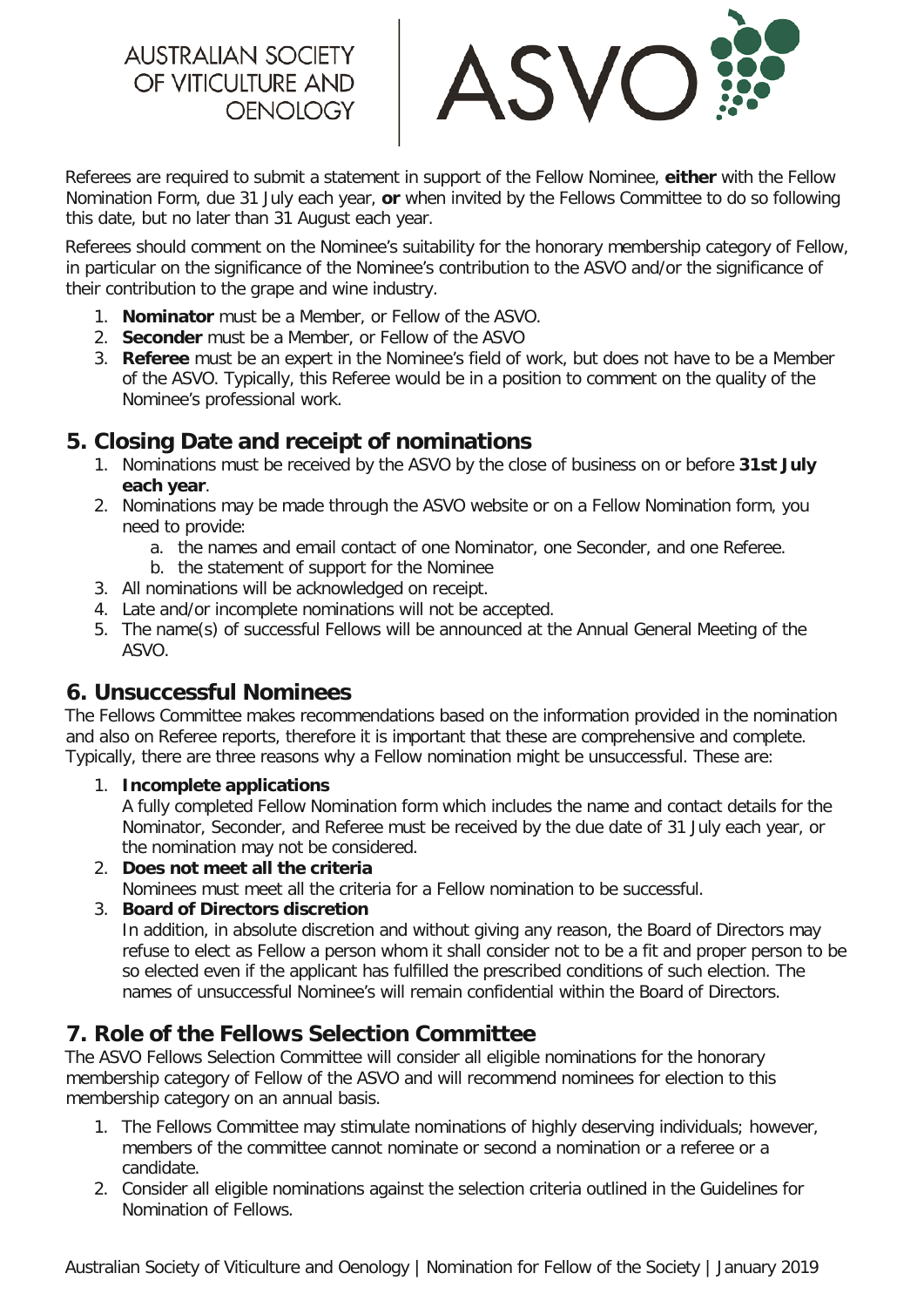Referees are required to submit a statement in support of the Fellow Nominee, **either** with the Fellow Nomination Form, due 31 July each year, **or** when invited by the Fellows Committee to do so following this date, but no later than 31 August each year.

Referees should comment on the Nominee's suitability for the honorary membership category of Fellow, in particular on the significance of the Nominee's contribution to the ASVO and/or the significance of their contribution to the grape and wine industry.

1. **Nominator** must be a Member, or Fellow of the ASVO.
2. **Seconder** must be a Member, or Fellow of the ASVO
3. **Referee** must be an expert in the Nominee's field of work, but does not have to be a Member of the ASVO. Typically, this Referee would be in a position to comment on the quality of the Nominee's professional work.

## 5. Closing Date and receipt of nominations

1. Nominations must be received by the ASVO by the close of business on or before **31st July each year**.
2. Nominations may be made through the ASVO website or on a Fellow Nomination form, you need to provide:
    a. the names and email contact of one Nominator, one Seconder, and one Referee.
    b. the statement of support for the Nominee
3. All nominations will be acknowledged on receipt.
4. Late and/or incomplete nominations will not be accepted.
5. The name(s) of successful Fellows will be announced at the Annual General Meeting of the ASVO.

## 6. Unsuccessful Nominees

The Fellows Committee makes recommendations based on the information provided in the nomination and also on Referee reports, therefore it is important that these are comprehensive and complete. Typically, there are three reasons why a Fellow nomination might be unsuccessful. These are:

1. **Incomplete applications**
   A fully completed Fellow Nomination form which includes the name and contact details for the Nominator, Seconder, and Referee must be received by the due date of 31 July each year, or the nomination may not be considered.
2. **Does not meet all the criteria**
   Nominees must meet all the criteria for a Fellow nomination to be successful.
3. **Board of Directors discretion**
   In addition, in absolute discretion and without giving any reason, the Board of Directors may refuse to elect as Fellow a person whom it shall consider not to be a fit and proper person to be so elected even if the applicant has fulfilled the prescribed conditions of such election. The names of unsuccessful Nominee's will remain confidential within the Board of Directors.

## 7. Role of the Fellows Selection Committee

The ASVO Fellows Selection Committee will consider all eligible nominations for the honorary membership category of Fellow of the ASVO and will recommend nominees for election to this membership category on an annual basis.

1. The Fellows Committee may stimulate nominations of highly deserving individuals; however, members of the committee cannot nominate or second a nomination or a referee or a candidate.
2. Consider all eligible nominations against the selection criteria outlined in the Guidelines for Nomination of Fellows.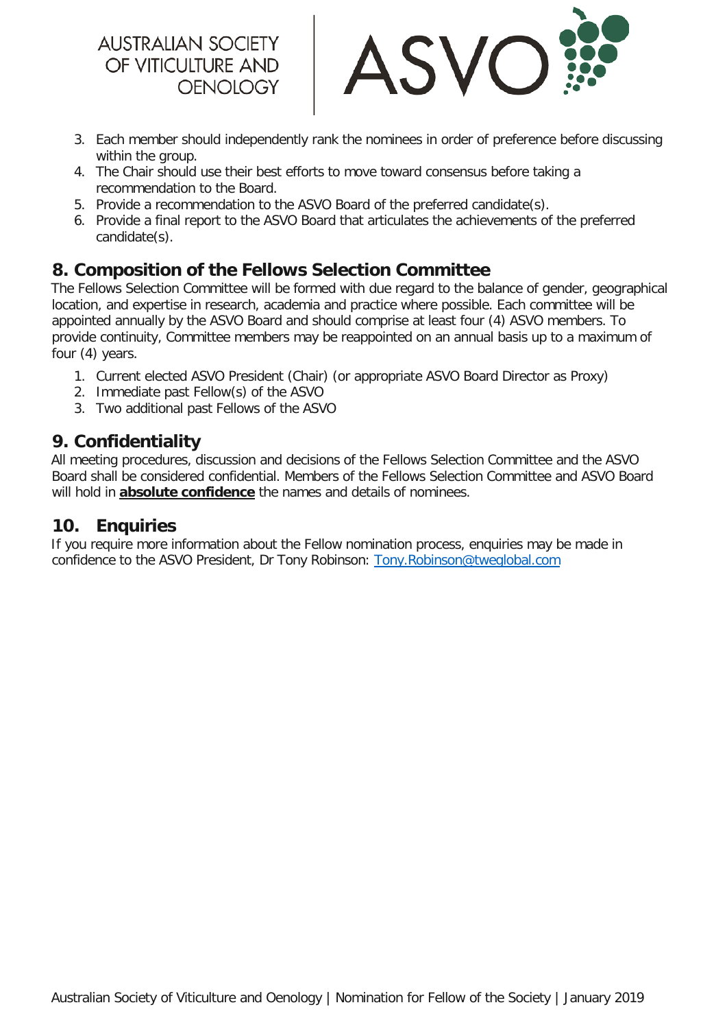3. Each member should independently rank the nominees in order of preference before discussing within the group.
4. The Chair should use their best efforts to move toward consensus before taking a recommendation to the Board.
5. Provide a recommendation to the ASVO Board of the preferred candidate(s).
6. Provide a final report to the ASVO Board that articulates the achievements of the preferred candidate(s).

## 8. Composition of the Fellows Selection Committee

The Fellows Selection Committee will be formed with due regard to the balance of gender, geographical location, and expertise in research, academia and practice where possible. Each committee will be appointed annually by the ASVO Board and should comprise at least four (4) ASVO members. To provide continuity, Committee members may be reappointed on an annual basis up to a maximum of four (4) years.

1. Current elected ASVO President (Chair) (or appropriate ASVO Board Director as Proxy)
2. Immediate past Fellow(s) of the ASVO
3. Two additional past Fellows of the ASVO

## 9. Confidentiality

All meeting procedures, discussion and decisions of the Fellows Selection Committee and the ASVO Board shall be considered confidential. Members of the Fellows Selection Committee and ASVO Board will hold in **absolute confidence** the names and details of nominees.

## 10. Enquiries

If you require more information about the Fellow nomination process, enquiries may be made in confidence to the ASVO President, Dr Tony Robinson: Tony.Robinson@tweglobal.com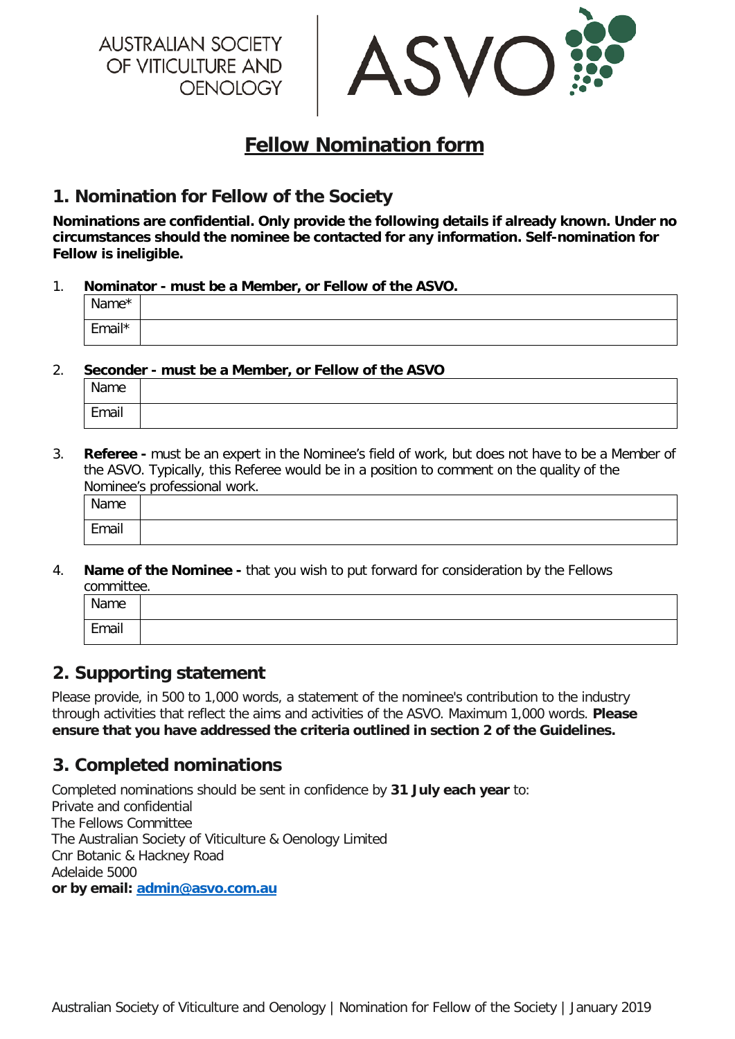AUSTRALIAN SOCIETY OF VITICULTURE AND OENOLOGY

ASVO

# Fellow Nomination form

## 1. Nomination for Fellow of the Society

**Nominations are confidential. Only provide the following details if already known. Under no circumstances should the nominee be contacted for any information. Self-nomination for Fellow is ineligible.**

1. **Nominator - must be a Member, or Fellow of the ASVO.**

| | |
|---|---|
| Name* | |
| Email* | |

2. **Seconder - must be a Member, or Fellow of the ASVO**

| | |
|---|---|
| Name | |
| Email | |

3. **Referee -** must be an expert in the Nominee's field of work, but does not have to be a Member of the ASVO. Typically, this Referee would be in a position to comment on the quality of the Nominee's professional work.

| | |
|---|---|
| Name | |
| Email | |

4. **Name of the Nominee -** that you wish to put forward for consideration by the Fellows committee.

| | |
|---|---|
| Name | |
| Email | |

## 2. Supporting statement

Please provide, in 500 to 1,000 words, a statement of the nominee's contribution to the industry through activities that reflect the aims and activities of the ASVO. Maximum 1,000 words. **Please ensure that you have addressed the criteria outlined in section 2 of the Guidelines.**

## 3. Completed nominations

Completed nominations should be sent in confidence by **31 July each year** to:
Private and confidential
The Fellows Committee
The Australian Society of Viticulture & Oenology Limited
Cnr Botanic & Hackney Road
Adelaide 5000
**or by email: admin@asvo.com.au**